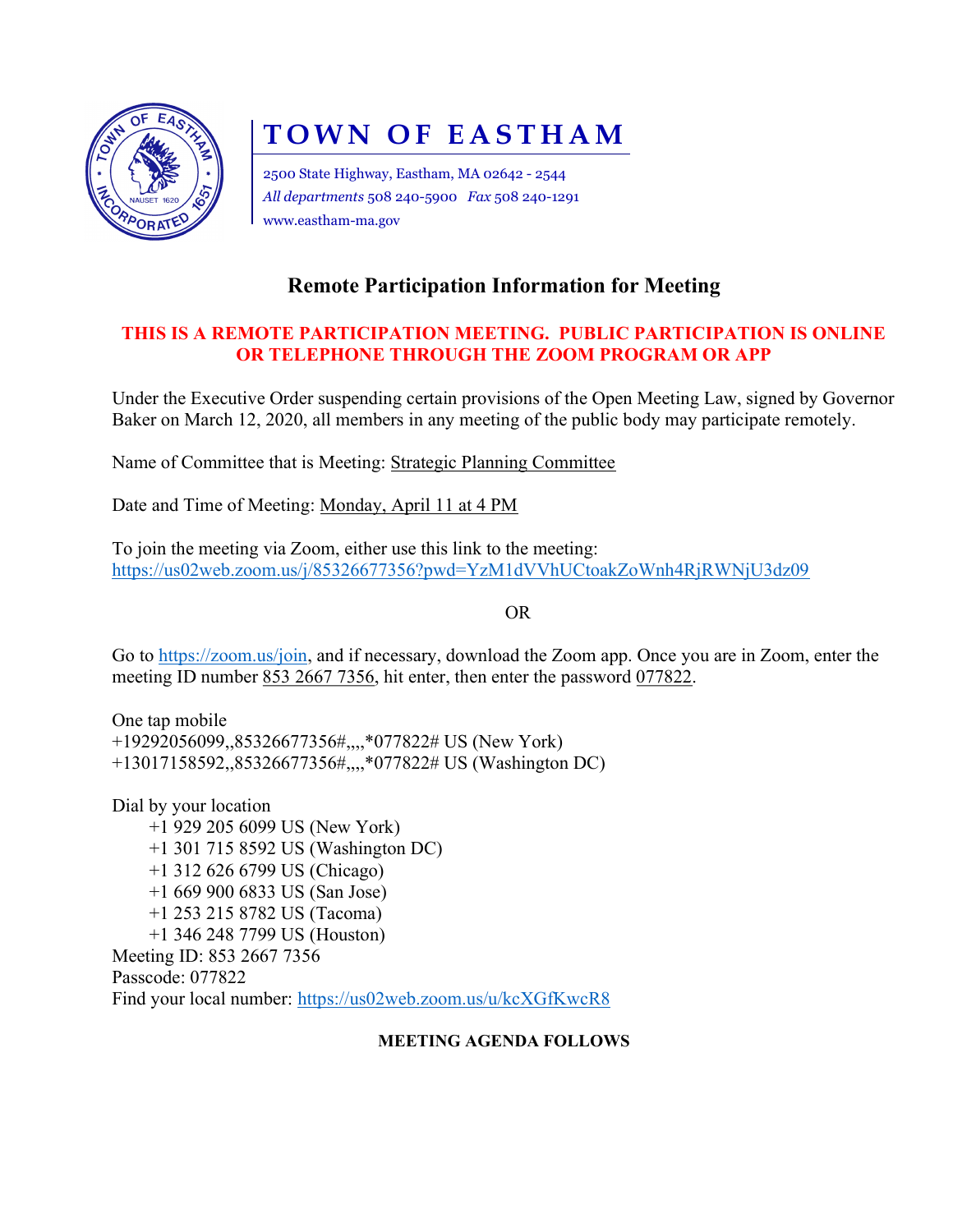# TOWN OF EASTHAM

2500 State Highway, Eastham, MA 02642 - 2544
*All departments* 508 240-5900 *Fax* 508 240-1291
www.eastham-ma.gov

## Remote Participation Information for Meeting

**THIS IS A REMOTE PARTICIPATION MEETING. PUBLIC PARTICIPATION IS ONLINE OR TELEPHONE THROUGH THE ZOOM PROGRAM OR APP**

Under the Executive Order suspending certain provisions of the Open Meeting Law, signed by Governor Baker on March 12, 2020, all members in any meeting of the public body may participate remotely.

Name of Committee that is Meeting: Strategic Planning Committee

Date and Time of Meeting: Monday, April 11 at 4 PM

To join the meeting via Zoom, either use this link to the meeting:
https://us02web.zoom.us/j/85326677356?pwd=YzM1dVVhUCtoakZoWnh4RjRWNjU3dz09

OR

Go to https://zoom.us/join, and if necessary, download the Zoom app. Once you are in Zoom, enter the meeting ID number 853 2667 7356, hit enter, then enter the password 077822.

One tap mobile
+19292056099,,85326677356#,,,,*077822# US (New York)
+13017158592,,85326677356#,,,,*077822# US (Washington DC)

Dial by your location
- +1 929 205 6099 US (New York)
- +1 301 715 8592 US (Washington DC)
- +1 312 626 6799 US (Chicago)
- +1 669 900 6833 US (San Jose)
- +1 253 215 8782 US (Tacoma)
- +1 346 248 7799 US (Houston)

Meeting ID: 853 2667 7356
Passcode: 077822
Find your local number: https://us02web.zoom.us/u/kcXGfKwcR8

**MEETING AGENDA FOLLOWS**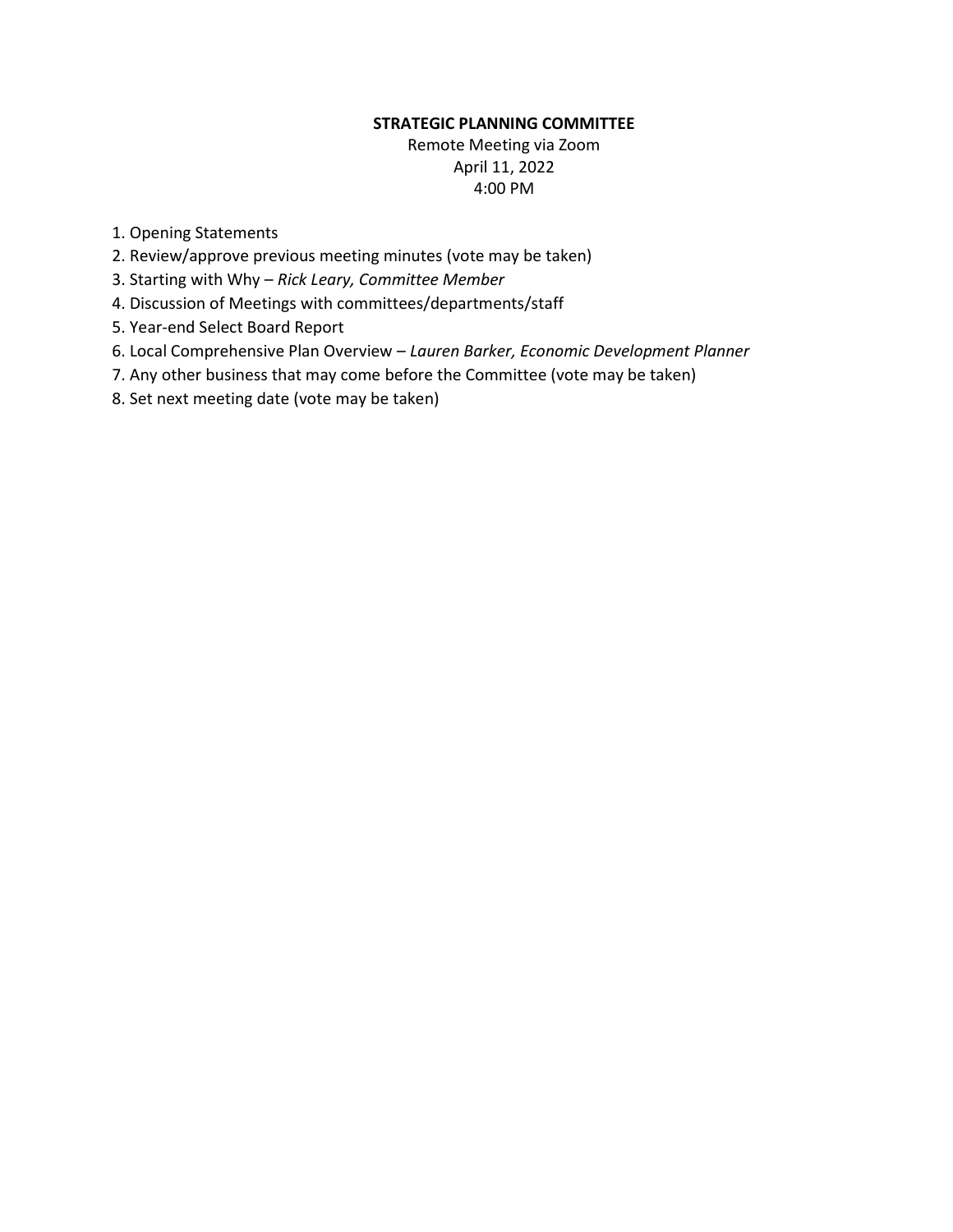**STRATEGIC PLANNING COMMITTEE**

Remote Meeting via Zoom

April 11, 2022

4:00 PM

1. Opening Statements
2. Review/approve previous meeting minutes (vote may be taken)
3. Starting with Why – *Rick Leary, Committee Member*
4. Discussion of Meetings with committees/departments/staff
5. Year-end Select Board Report
6. Local Comprehensive Plan Overview – *Lauren Barker, Economic Development Planner*
7. Any other business that may come before the Committee (vote may be taken)
8. Set next meeting date (vote may be taken)